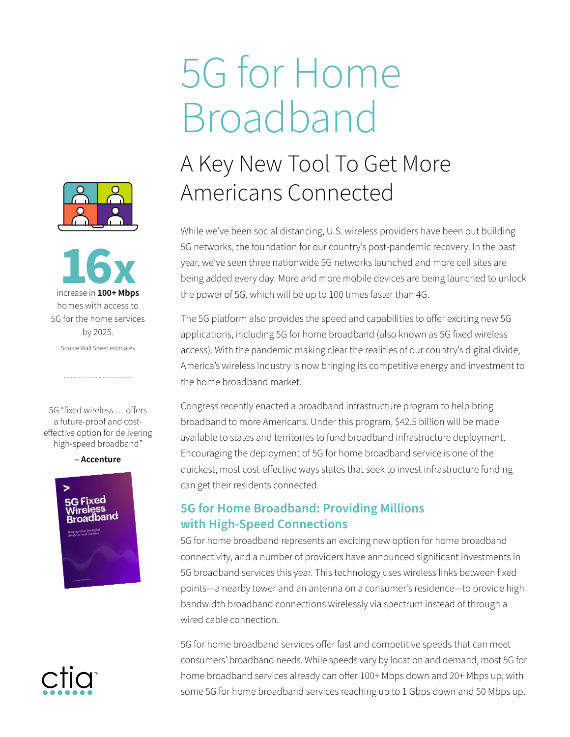# 5G for Home Broadband

## A Key New Tool To Get More Americans Connected

While we've been social distancing, U.S. wireless providers have been out building 5G networks, the foundation for our country's post-pandemic recovery. In the past year, we've seen three nationwide 5G networks launched and more cell sites are being added every day. More and more mobile devices are being launched to unlock the power of 5G, which will be up to 100 times faster than 4G.

The 5G platform also provides the speed and capabilities to offer exciting new 5G applications, including 5G for home broadband (also known as 5G fixed wireless access). With the pandemic making clear the realities of our country's digital divide, America's wireless industry is now bringing its competitive energy and investment to the home broadband market.

Congress recently enacted a broadband infrastructure program to help bring broadband to more Americans. Under this program, $42.5 billion will be made available to states and territories to fund broadband infrastructure deployment. Encouraging the deployment of 5G for home broadband service is one of the quickest, most cost-effective ways states that seek to invest infrastructure funding can get their residents connected.

### 5G for Home Broadband: Providing Millions with High-Speed Connections

5G for home broadband represents an exciting new option for home broadband connectivity, and a number of providers have announced significant investments in 5G broadband services this year. This technology uses wireless links between fixed points—a nearby tower and an antenna on a consumer's residence—to provide high bandwidth broadband connections wirelessly via spectrum instead of through a wired cable connection.

5G for home broadband services offer fast and competitive speeds that can meet consumers' broadband needs. While speeds vary by location and demand, most 5G for home broadband services already can offer 100+ Mbps down and 20+ Mbps up, with some 5G for home broadband services reaching up to 1 Gbps down and 50 Mbps up.

**16x** increase in **100+ Mbps** homes with access to 5G for the home services by 2025.

Source Wall Street estimates

5G "fixed wireless … offers a future-proof and cost-effective option for delivering high-speed broadband"

**– Accenture**

5G Fixed Wireless Broadband

ctia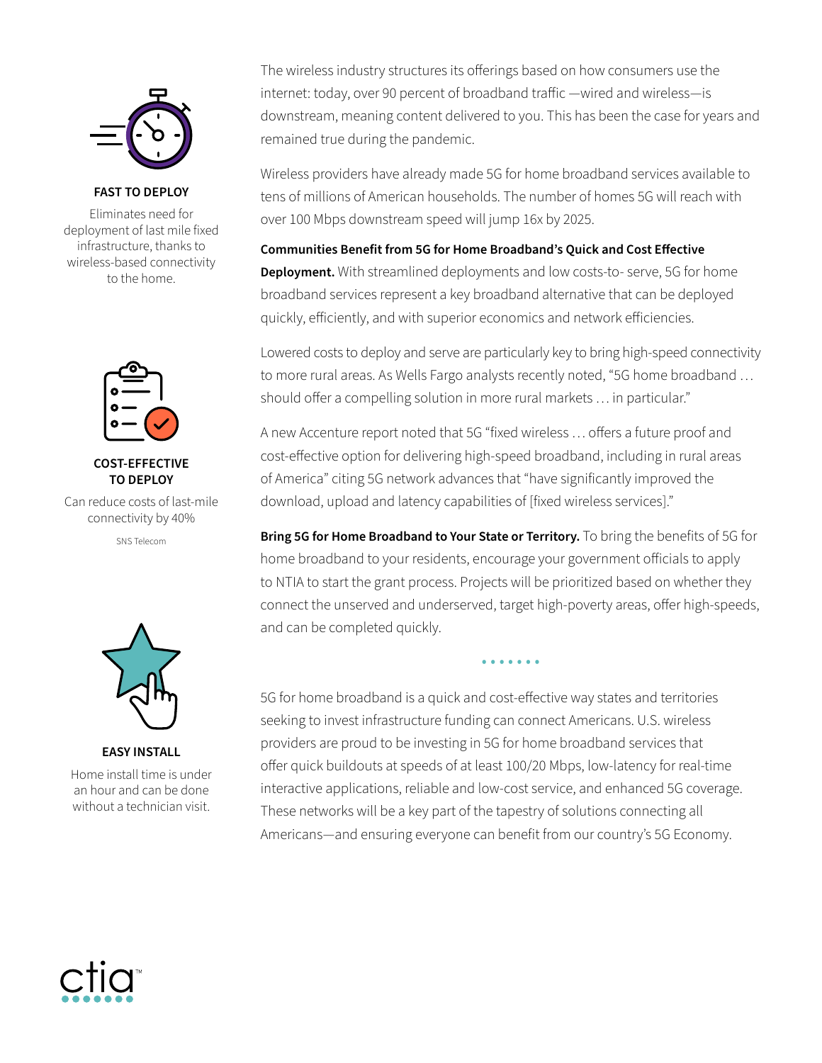**FAST TO DEPLOY**

Eliminates need for deployment of last mile fixed infrastructure, thanks to wireless-based connectivity to the home.

**COST-EFFECTIVE TO DEPLOY**

Can reduce costs of last-mile connectivity by 40%

SNS Telecom

**EASY INSTALL**

Home install time is under an hour and can be done without a technician visit.

The wireless industry structures its offerings based on how consumers use the internet: today, over 90 percent of broadband traffic —wired and wireless—is downstream, meaning content delivered to you. This has been the case for years and remained true during the pandemic.

Wireless providers have already made 5G for home broadband services available to tens of millions of American households. The number of homes 5G will reach with over 100 Mbps downstream speed will jump 16x by 2025.

**Communities Benefit from 5G for Home Broadband's Quick and Cost Effective Deployment.** With streamlined deployments and low costs-to- serve, 5G for home broadband services represent a key broadband alternative that can be deployed quickly, efficiently, and with superior economics and network efficiencies.

Lowered costs to deploy and serve are particularly key to bring high-speed connectivity to more rural areas. As Wells Fargo analysts recently noted, "5G home broadband … should offer a compelling solution in more rural markets … in particular."

A new Accenture report noted that 5G "fixed wireless … offers a future proof and cost-effective option for delivering high-speed broadband, including in rural areas of America" citing 5G network advances that "have significantly improved the download, upload and latency capabilities of [fixed wireless services]."

**Bring 5G for Home Broadband to Your State or Territory.** To bring the benefits of 5G for home broadband to your residents, encourage your government officials to apply to NTIA to start the grant process. Projects will be prioritized based on whether they connect the unserved and underserved, target high-poverty areas, offer high-speeds, and can be completed quickly.

5G for home broadband is a quick and cost-effective way states and territories seeking to invest infrastructure funding can connect Americans. U.S. wireless providers are proud to be investing in 5G for home broadband services that offer quick buildouts at speeds of at least 100/20 Mbps, low-latency for real-time interactive applications, reliable and low-cost service, and enhanced 5G coverage. These networks will be a key part of the tapestry of solutions connecting all Americans—and ensuring everyone can benefit from our country's 5G Economy.

ctia